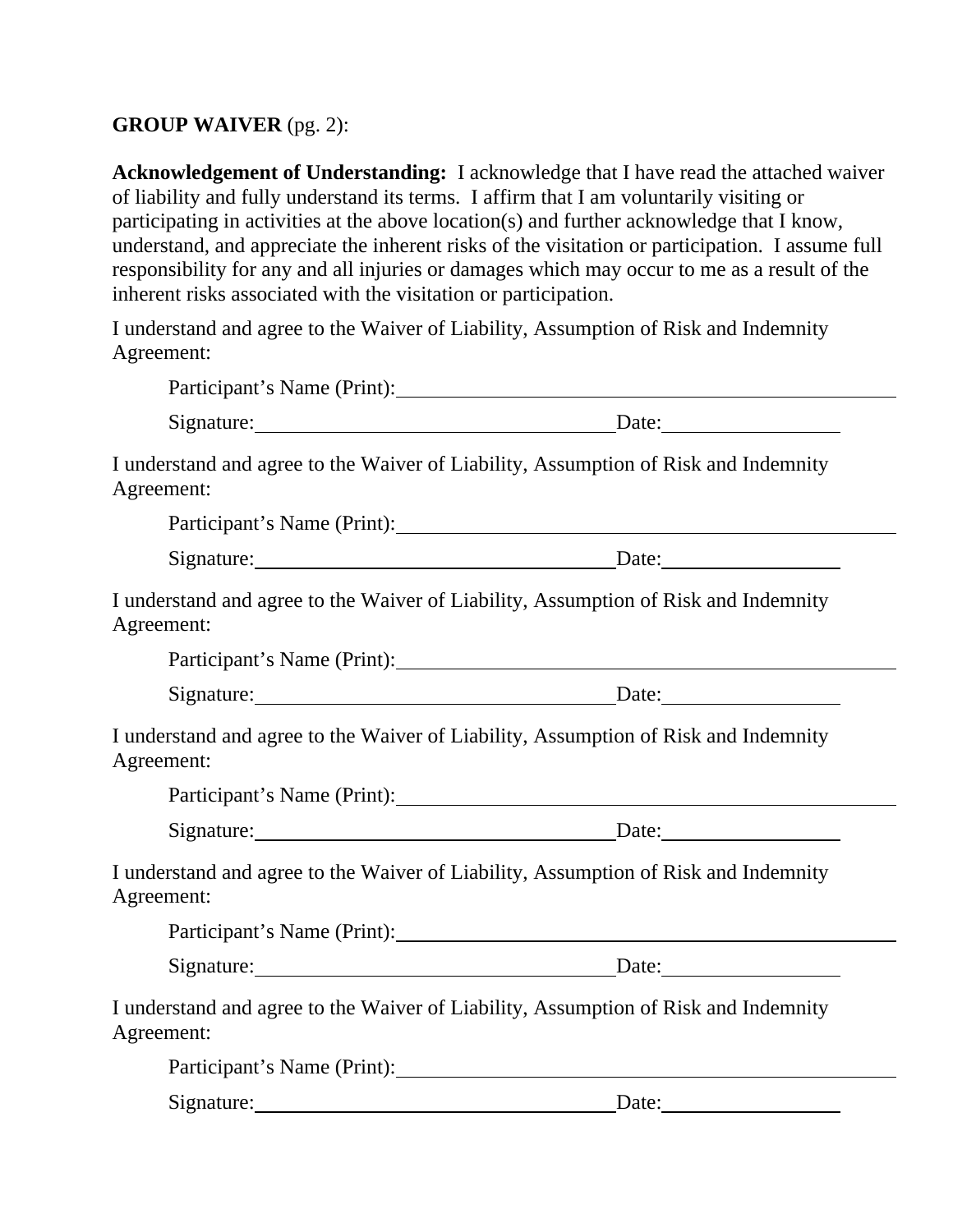**GROUP WAIVER** (pg. 2):

**Acknowledgement of Understanding:** I acknowledge that I have read the attached waiver of liability and fully understand its terms. I affirm that I am voluntarily visiting or participating in activities at the above location(s) and further acknowledge that I know, understand, and appreciate the inherent risks of the visitation or participation. I assume full responsibility for any and all injuries or damages which may occur to me as a result of the inherent risks associated with the visitation or participation.

I understand and agree to the Waiver of Liability, Assumption of Risk and Indemnity Agreement:

Participant's Name (Print):\_\_\_\_\_\_\_\_\_\_\_\_\_\_\_\_\_\_\_\_\_\_\_\_\_\_\_\_\_\_\_\_\_\_\_\_\_\_\_\_

Signature:\_\_\_\_\_\_\_\_\_\_\_\_\_\_\_\_\_\_\_\_\_\_\_\_\_\_\_\_\_\_\_\_ Date:\_\_\_\_\_\_\_\_\_\_\_\_\_\_

I understand and agree to the Waiver of Liability, Assumption of Risk and Indemnity Agreement:

Participant's Name (Print):\_\_\_\_\_\_\_\_\_\_\_\_\_\_\_\_\_\_\_\_\_\_\_\_\_\_\_\_\_\_\_\_\_\_\_\_\_\_\_\_

Signature:\_\_\_\_\_\_\_\_\_\_\_\_\_\_\_\_\_\_\_\_\_\_\_\_\_\_\_\_\_\_\_\_ Date:\_\_\_\_\_\_\_\_\_\_\_\_\_\_

I understand and agree to the Waiver of Liability, Assumption of Risk and Indemnity Agreement:

Participant's Name (Print):\_\_\_\_\_\_\_\_\_\_\_\_\_\_\_\_\_\_\_\_\_\_\_\_\_\_\_\_\_\_\_\_\_\_\_\_\_\_\_\_

Signature:\_\_\_\_\_\_\_\_\_\_\_\_\_\_\_\_\_\_\_\_\_\_\_\_\_\_\_\_\_\_\_\_ Date:\_\_\_\_\_\_\_\_\_\_\_\_\_\_

I understand and agree to the Waiver of Liability, Assumption of Risk and Indemnity Agreement:

Participant's Name (Print):\_\_\_\_\_\_\_\_\_\_\_\_\_\_\_\_\_\_\_\_\_\_\_\_\_\_\_\_\_\_\_\_\_\_\_\_\_\_\_\_

Signature:\_\_\_\_\_\_\_\_\_\_\_\_\_\_\_\_\_\_\_\_\_\_\_\_\_\_\_\_\_\_\_\_ Date:\_\_\_\_\_\_\_\_\_\_\_\_\_\_

I understand and agree to the Waiver of Liability, Assumption of Risk and Indemnity Agreement:

Participant's Name (Print):\_\_\_\_\_\_\_\_\_\_\_\_\_\_\_\_\_\_\_\_\_\_\_\_\_\_\_\_\_\_\_\_\_\_\_\_\_\_\_\_

Signature:\_\_\_\_\_\_\_\_\_\_\_\_\_\_\_\_\_\_\_\_\_\_\_\_\_\_\_\_\_\_\_\_ Date:\_\_\_\_\_\_\_\_\_\_\_\_\_\_

I understand and agree to the Waiver of Liability, Assumption of Risk and Indemnity Agreement:

Participant's Name (Print):\_\_\_\_\_\_\_\_\_\_\_\_\_\_\_\_\_\_\_\_\_\_\_\_\_\_\_\_\_\_\_\_\_\_\_\_\_\_\_\_

Signature:\_\_\_\_\_\_\_\_\_\_\_\_\_\_\_\_\_\_\_\_\_\_\_\_\_\_\_\_\_\_\_\_ Date:\_\_\_\_\_\_\_\_\_\_\_\_\_\_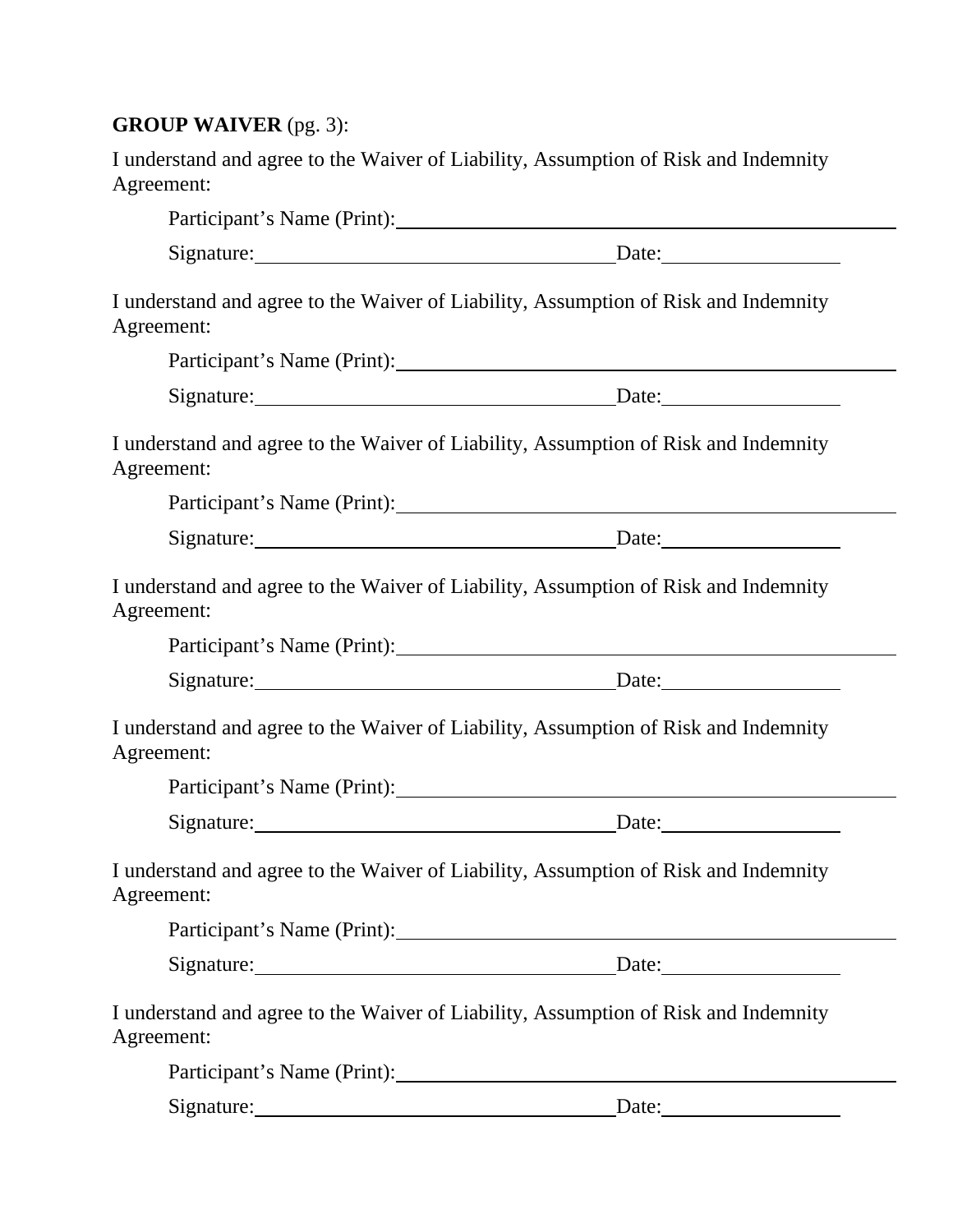**GROUP WAIVER** (pg. 3):

I understand and agree to the Waiver of Liability, Assumption of Risk and Indemnity Agreement:

Participant's Name (Print):\_\_\_\_\_\_\_\_\_\_\_\_\_\_\_\_\_\_\_\_\_\_\_\_\_\_\_\_\_\_\_\_\_\_\_\_\_\_\_\_

Signature:\_\_\_\_\_\_\_\_\_\_\_\_\_\_\_\_\_\_\_\_\_\_\_\_\_\_\_\_\_\_\_\_Date:\_\_\_\_\_\_\_\_\_\_\_\_\_\_

I understand and agree to the Waiver of Liability, Assumption of Risk and Indemnity Agreement:

Participant's Name (Print):\_\_\_\_\_\_\_\_\_\_\_\_\_\_\_\_\_\_\_\_\_\_\_\_\_\_\_\_\_\_\_\_\_\_\_\_\_\_\_\_

Signature:\_\_\_\_\_\_\_\_\_\_\_\_\_\_\_\_\_\_\_\_\_\_\_\_\_\_\_\_\_\_\_\_Date:\_\_\_\_\_\_\_\_\_\_\_\_\_\_

I understand and agree to the Waiver of Liability, Assumption of Risk and Indemnity Agreement:

Participant's Name (Print):\_\_\_\_\_\_\_\_\_\_\_\_\_\_\_\_\_\_\_\_\_\_\_\_\_\_\_\_\_\_\_\_\_\_\_\_\_\_\_\_

Signature:\_\_\_\_\_\_\_\_\_\_\_\_\_\_\_\_\_\_\_\_\_\_\_\_\_\_\_\_\_\_\_\_Date:\_\_\_\_\_\_\_\_\_\_\_\_\_\_

I understand and agree to the Waiver of Liability, Assumption of Risk and Indemnity Agreement:

Participant's Name (Print):\_\_\_\_\_\_\_\_\_\_\_\_\_\_\_\_\_\_\_\_\_\_\_\_\_\_\_\_\_\_\_\_\_\_\_\_\_\_\_\_

Signature:\_\_\_\_\_\_\_\_\_\_\_\_\_\_\_\_\_\_\_\_\_\_\_\_\_\_\_\_\_\_\_\_Date:\_\_\_\_\_\_\_\_\_\_\_\_\_\_

I understand and agree to the Waiver of Liability, Assumption of Risk and Indemnity Agreement:

Participant's Name (Print):\_\_\_\_\_\_\_\_\_\_\_\_\_\_\_\_\_\_\_\_\_\_\_\_\_\_\_\_\_\_\_\_\_\_\_\_\_\_\_\_

Signature:\_\_\_\_\_\_\_\_\_\_\_\_\_\_\_\_\_\_\_\_\_\_\_\_\_\_\_\_\_\_\_\_Date:\_\_\_\_\_\_\_\_\_\_\_\_\_\_

I understand and agree to the Waiver of Liability, Assumption of Risk and Indemnity Agreement:

Participant's Name (Print):\_\_\_\_\_\_\_\_\_\_\_\_\_\_\_\_\_\_\_\_\_\_\_\_\_\_\_\_\_\_\_\_\_\_\_\_\_\_\_\_

Signature:\_\_\_\_\_\_\_\_\_\_\_\_\_\_\_\_\_\_\_\_\_\_\_\_\_\_\_\_\_\_\_\_Date:\_\_\_\_\_\_\_\_\_\_\_\_\_\_

I understand and agree to the Waiver of Liability, Assumption of Risk and Indemnity Agreement:

Participant's Name (Print):\_\_\_\_\_\_\_\_\_\_\_\_\_\_\_\_\_\_\_\_\_\_\_\_\_\_\_\_\_\_\_\_\_\_\_\_\_\_\_\_

Signature:\_\_\_\_\_\_\_\_\_\_\_\_\_\_\_\_\_\_\_\_\_\_\_\_\_\_\_\_\_\_\_\_Date:\_\_\_\_\_\_\_\_\_\_\_\_\_\_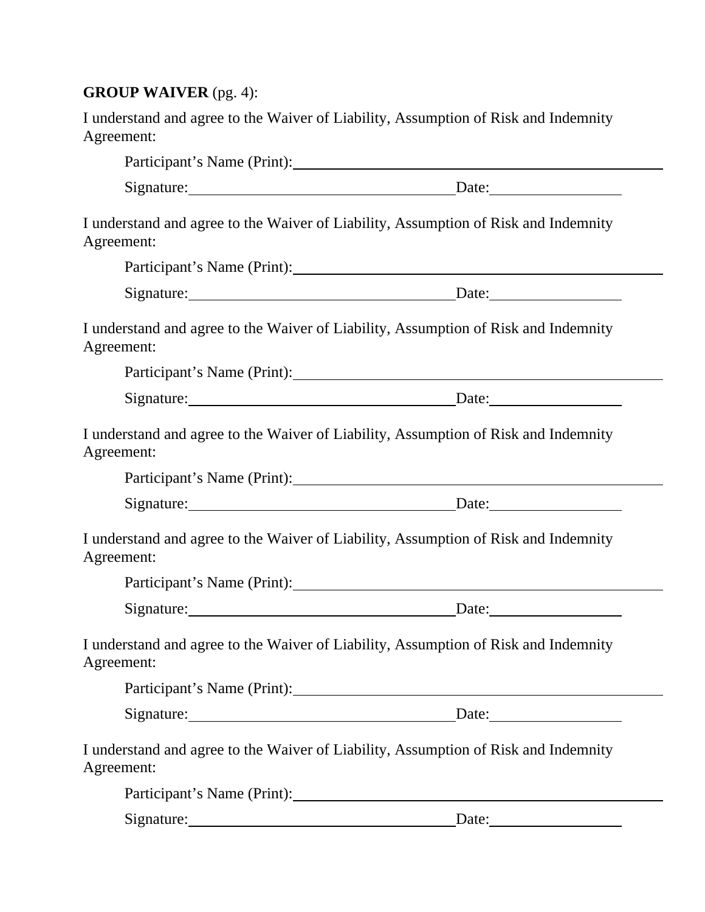**GROUP WAIVER** (pg. 4):

I understand and agree to the Waiver of Liability, Assumption of Risk and Indemnity Agreement:

Participant's Name (Print):______________________________________________

Signature:_________________________________ Date:________________

I understand and agree to the Waiver of Liability, Assumption of Risk and Indemnity Agreement:

Participant's Name (Print):______________________________________________

Signature:_________________________________ Date:________________

I understand and agree to the Waiver of Liability, Assumption of Risk and Indemnity Agreement:

Participant's Name (Print):______________________________________________

Signature:_________________________________ Date:________________

I understand and agree to the Waiver of Liability, Assumption of Risk and Indemnity Agreement:

Participant's Name (Print):______________________________________________

Signature:_________________________________ Date:________________

I understand and agree to the Waiver of Liability, Assumption of Risk and Indemnity Agreement:

Participant's Name (Print):______________________________________________

Signature:_________________________________ Date:________________

I understand and agree to the Waiver of Liability, Assumption of Risk and Indemnity Agreement:

Participant's Name (Print):______________________________________________

Signature:_________________________________ Date:________________

I understand and agree to the Waiver of Liability, Assumption of Risk and Indemnity Agreement:

Participant's Name (Print):______________________________________________

Signature:_________________________________ Date:________________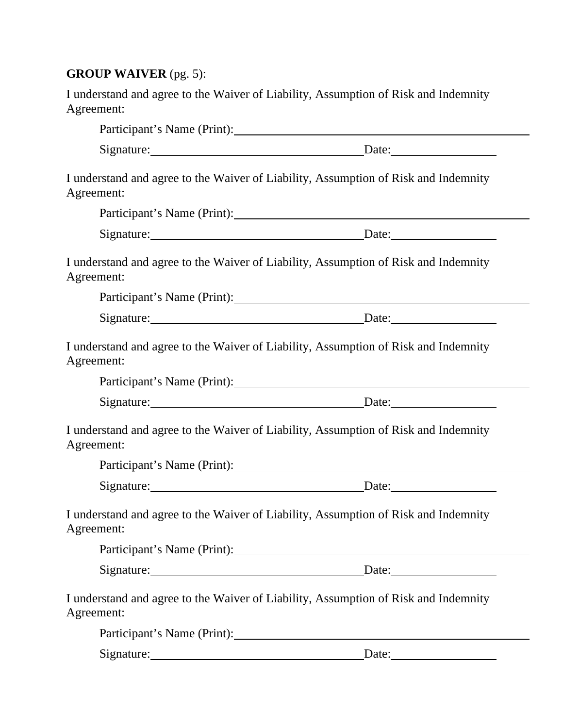**GROUP WAIVER** (pg. 5):

I understand and agree to the Waiver of Liability, Assumption of Risk and Indemnity Agreement:

Participant's Name (Print):______________________________________________

Signature:_________________________________ Date:_______________

I understand and agree to the Waiver of Liability, Assumption of Risk and Indemnity Agreement:

Participant's Name (Print):______________________________________________

Signature:_________________________________ Date:_______________

I understand and agree to the Waiver of Liability, Assumption of Risk and Indemnity Agreement:

Participant's Name (Print):______________________________________________

Signature:_________________________________ Date:_______________

I understand and agree to the Waiver of Liability, Assumption of Risk and Indemnity Agreement:

Participant's Name (Print):______________________________________________

Signature:_________________________________ Date:_______________

I understand and agree to the Waiver of Liability, Assumption of Risk and Indemnity Agreement:

Participant's Name (Print):______________________________________________

Signature:_________________________________ Date:_______________

I understand and agree to the Waiver of Liability, Assumption of Risk and Indemnity Agreement:

Participant's Name (Print):______________________________________________

Signature:_________________________________ Date:_______________

I understand and agree to the Waiver of Liability, Assumption of Risk and Indemnity Agreement:

Participant's Name (Print):______________________________________________

Signature:_________________________________ Date:_______________